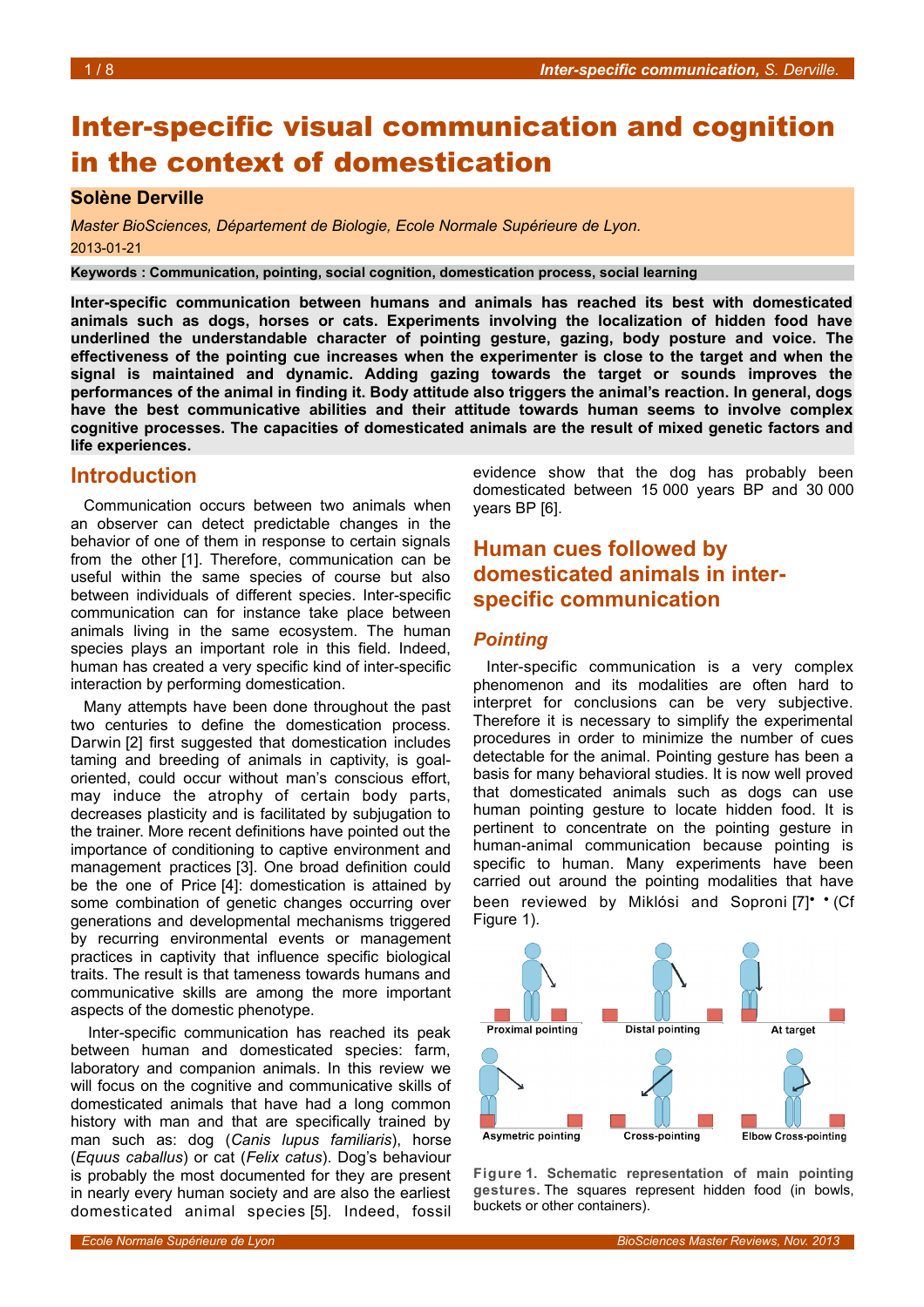# Inter-specific visual communication and cognition in the context of domestication

**Solène Derville**

*Master BioSciences, Département de Biologie, Ecole Normale Supérieure de Lyon.*

2013-01-21

**Keywords : Communication, pointing, social cognition, domestication process, social learning**

**Inter-specific communication between humans and animals has reached its best with domesticated animals such as dogs, horses or cats. Experiments involving the localization of hidden food have underlined the understandable character of pointing gesture, gazing, body posture and voice. The effectiveness of the pointing cue increases when the experimenter is close to the target and when the signal is maintained and dynamic. Adding gazing towards the target or sounds improves the performances of the animal in finding it. Body attitude also triggers the animal's reaction. In general, dogs have the best communicative abilities and their attitude towards human seems to involve complex cognitive processes. The capacities of domesticated animals are the result of mixed genetic factors and life experiences.**

## Introduction

Communication occurs between two animals when an observer can detect predictable changes in the behavior of one of them in response to certain signals from the other [1]. Therefore, communication can be useful within the same species of course but also between individuals of different species. Inter-specific communication can for instance take place between animals living in the same ecosystem. The human species plays an important role in this field. Indeed, human has created a very specific kind of inter-specific interaction by performing domestication.

Many attempts have been done throughout the past two centuries to define the domestication process. Darwin [2] first suggested that domestication includes taming and breeding of animals in captivity, is goal-oriented, could occur without man's conscious effort, may induce the atrophy of certain body parts, decreases plasticity and is facilitated by subjugation to the trainer. More recent definitions have pointed out the importance of conditioning to captive environment and management practices [3]. One broad definition could be the one of Price [4]: domestication is attained by some combination of genetic changes occurring over generations and developmental mechanisms triggered by recurring environmental events or management practices in captivity that influence specific biological traits. The result is that tameness towards humans and communicative skills are among the more important aspects of the domestic phenotype.

Inter-specific communication has reached its peak between human and domesticated species: farm, laboratory and companion animals. In this review we will focus on the cognitive and communicative skills of domesticated animals that have had a long common history with man and that are specifically trained by man such as: dog (*Canis lupus familiaris*), horse (*Equus caballus*) or cat (*Felix catus*). Dog's behaviour is probably the most documented for they are present in nearly every human society and are also the earliest domesticated animal species [5]. Indeed, fossil evidence show that the dog has probably been domesticated between 15 000 years BP and 30 000 years BP [6].

## Human cues followed by domesticated animals in inter-specific communication

### *Pointing*

Inter-specific communication is a very complex phenomenon and its modalities are often hard to interpret for conclusions can be very subjective. Therefore it is necessary to simplify the experimental procedures in order to minimize the number of cues detectable for the animal. Pointing gesture has been a basis for many behavioral studies. It is now well proved that domesticated animals such as dogs can use human pointing gesture to locate hidden food. It is pertinent to concentrate on the pointing gesture in human-animal communication because pointing is specific to human. Many experiments have been carried out around the pointing modalities that have been reviewed by Miklósi and Soproni [7] (Cf Figure 1).

Proximal pointing | Distal pointing | At target | Asymetric pointing | Cross-pointing | Elbow Cross-pointing

**Figure 1. Schematic representation of main pointing gestures.** The squares represent hidden food (in bowls, buckets or other containers).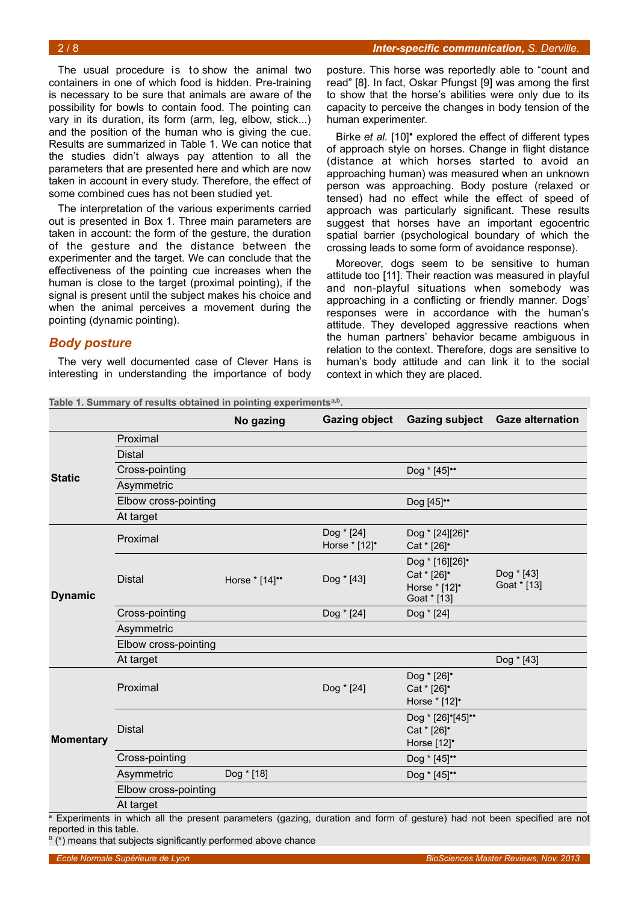The usual procedure is to show the animal two containers in one of which food is hidden. Pre-training is necessary to be sure that animals are aware of the possibility for bowls to contain food. The pointing can vary in its duration, its form (arm, leg, elbow, stick...) and the position of the human who is giving the cue. Results are summarized in Table 1. We can notice that the studies didn't always pay attention to all the parameters that are presented here and which are now taken in account in every study. Therefore, the effect of some combined cues has not been studied yet.

The interpretation of the various experiments carried out is presented in Box 1. Three main parameters are taken in account: the form of the gesture, the duration of the gesture and the distance between the experimenter and the target. We can conclude that the effectiveness of the pointing cue increases when the human is close to the target (proximal pointing), if the signal is present until the subject makes his choice and when the animal perceives a movement during the pointing (dynamic pointing).

## Body posture

The very well documented case of Clever Hans is interesting in understanding the importance of body posture. This horse was reportedly able to "count and read" [8]. In fact, Oskar Pfungst [9] was among the first to show that the horse's abilities were only due to its capacity to perceive the changes in body tension of the human experimenter.

Birke *et al.* [10]• explored the effect of different types of approach style on horses. Change in flight distance (distance at which horses started to avoid an approaching human) was measured when an unknown person was approaching. Body posture (relaxed or tensed) had no effect while the effect of speed of approach was particularly significant. These results suggest that horses have an important egocentric spatial barrier (psychological boundary of which the crossing leads to some form of avoidance response).

Moreover, dogs seem to be sensitive to human attitude too [11]. Their reaction was measured in playful and non-playful situations when somebody was approaching in a conflicting or friendly manner. Dogs' responses were in accordance with the human's attitude. They developed aggressive reactions when the human partners' behavior became ambiguous in relation to the context. Therefore, dogs are sensitive to human's body attitude and can link it to the social context in which they are placed.

**Table 1. Summary of results obtained in pointing experiments[a,b].**

| | | No gazing | Gazing object | Gazing subject | Gaze alternation |
|---|---|---|---|---|---|
| **Static** | Proximal | | | | |
| | Distal | | | | |
| | Cross-pointing | | | Dog * [45]•• | |
| | Asymmetric | | | | |
| | Elbow cross-pointing | | | Dog [45]•• | |
| | At target | | | | |
| **Dynamic** | Proximal | | Dog * [24]<br>Horse * [12]• | Dog * [24][26]•<br>Cat * [26]• | |
| | Distal | Horse * [14]•• | Dog * [43] | Dog * [16][26]•<br>Cat * [26]•<br>Horse * [12]•<br>Goat * [13] | Dog * [43]<br>Goat * [13] |
| | Cross-pointing | | Dog * [24] | Dog * [24] | |
| | Asymmetric | | | | |
| | Elbow cross-pointing | | | | |
| | At target | | | | Dog * [43] |
| **Momentary** | Proximal | | Dog * [24] | Dog * [26]•<br>Cat * [26]•<br>Horse * [12]• | |
| | Distal | | | Dog * [26]•[45]••<br>Cat * [26]•<br>Horse [12]• | |
| | Cross-pointing | | | Dog * [45]•• | |
| | Asymmetric | Dog * [18] | | Dog * [45]•• | |
| | Elbow cross-pointing | | | | |
| | At target | | | | |

[a] Experiments in which all the present parameters (gazing, duration and form of gesture) had not been specified are not reported in this table.
[B] (*) means that subjects significantly performed above chance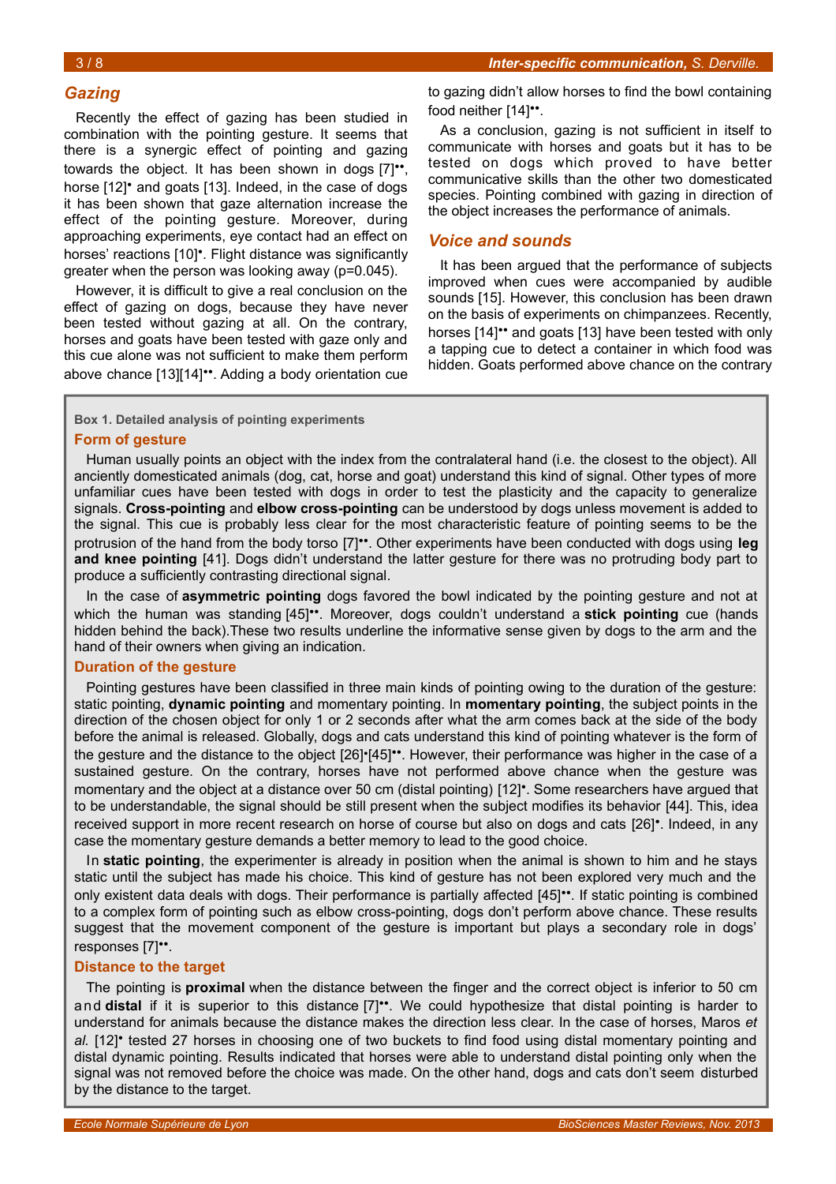## Gazing

Recently the effect of gazing has been studied in combination with the pointing gesture. It seems that there is a synergic effect of pointing and gazing towards the object. It has been shown in dogs [7]••, horse [12]• and goats [13]. Indeed, in the case of dogs it has been shown that gaze alternation increase the effect of the pointing gesture. Moreover, during approaching experiments, eye contact had an effect on horses' reactions [10]•. Flight distance was significantly greater when the person was looking away ($p=0.045$).

However, it is difficult to give a real conclusion on the effect of gazing on dogs, because they have never been tested without gazing at all. On the contrary, horses and goats have been tested with gaze only and this cue alone was not sufficient to make them perform above chance [13][14]••. Adding a body orientation cue to gazing didn't allow horses to find the bowl containing food neither [14]••.

As a conclusion, gazing is not sufficient in itself to communicate with horses and goats but it has to be tested on dogs which proved to have better communicative skills than the other two domesticated species. Pointing combined with gazing in direction of the object increases the performance of animals.

## Voice and sounds

It has been argued that the performance of subjects improved when cues were accompanied by audible sounds [15]. However, this conclusion has been drawn on the basis of experiments on chimpanzees. Recently, horses [14]•• and goats [13] have been tested with only a tapping cue to detect a container in which food was hidden. Goats performed above chance on the contrary

---

**Box 1. Detailed analysis of pointing experiments**

### Form of gesture

Human usually points an object with the index from the contralateral hand (i.e. the closest to the object). All anciently domesticated animals (dog, cat, horse and goat) understand this kind of signal. Other types of more unfamiliar cues have been tested with dogs in order to test the plasticity and the capacity to generalize signals. **Cross-pointing** and **elbow cross-pointing** can be understood by dogs unless movement is added to the signal. This cue is probably less clear for the most characteristic feature of pointing seems to be the protrusion of the hand from the body torso [7]••. Other experiments have been conducted with dogs using **leg and knee pointing** [41]. Dogs didn't understand the latter gesture for there was no protruding body part to produce a sufficiently contrasting directional signal.

In the case of **asymmetric pointing** dogs favored the bowl indicated by the pointing gesture and not at which the human was standing [45]••. Moreover, dogs couldn't understand a **stick pointing** cue (hands hidden behind the back).These two results underline the informative sense given by dogs to the arm and the hand of their owners when giving an indication.

### Duration of the gesture

Pointing gestures have been classified in three main kinds of pointing owing to the duration of the gesture: static pointing, **dynamic pointing** and momentary pointing. In **momentary pointing**, the subject points in the direction of the chosen object for only 1 or 2 seconds after what the arm comes back at the side of the body before the animal is released. Globally, dogs and cats understand this kind of pointing whatever is the form of the gesture and the distance to the object [26]•[45]••. However, their performance was higher in the case of a sustained gesture. On the contrary, horses have not performed above chance when the gesture was momentary and the object at a distance over 50 cm (distal pointing) [12]•. Some researchers have argued that to be understandable, the signal should be still present when the subject modifies its behavior [44]. This, idea received support in more recent research on horse of course but also on dogs and cats [26]•. Indeed, in any case the momentary gesture demands a better memory to lead to the good choice.

In **static pointing**, the experimenter is already in position when the animal is shown to him and he stays static until the subject has made his choice. This kind of gesture has not been explored very much and the only existent data deals with dogs. Their performance is partially affected [45]••. If static pointing is combined to a complex form of pointing such as elbow cross-pointing, dogs don't perform above chance. These results suggest that the movement component of the gesture is important but plays a secondary role in dogs' responses [7]••.

### Distance to the target

The pointing is **proximal** when the distance between the finger and the correct object is inferior to 50 cm and **distal** if it is superior to this distance [7]••. We could hypothesize that distal pointing is harder to understand for animals because the distance makes the direction less clear. In the case of horses, Maros *et al.* [12]• tested 27 horses in choosing one of two buckets to find food using distal momentary pointing and distal dynamic pointing. Results indicated that horses were able to understand distal pointing only when the signal was not removed before the choice was made. On the other hand, dogs and cats don't seem disturbed by the distance to the target.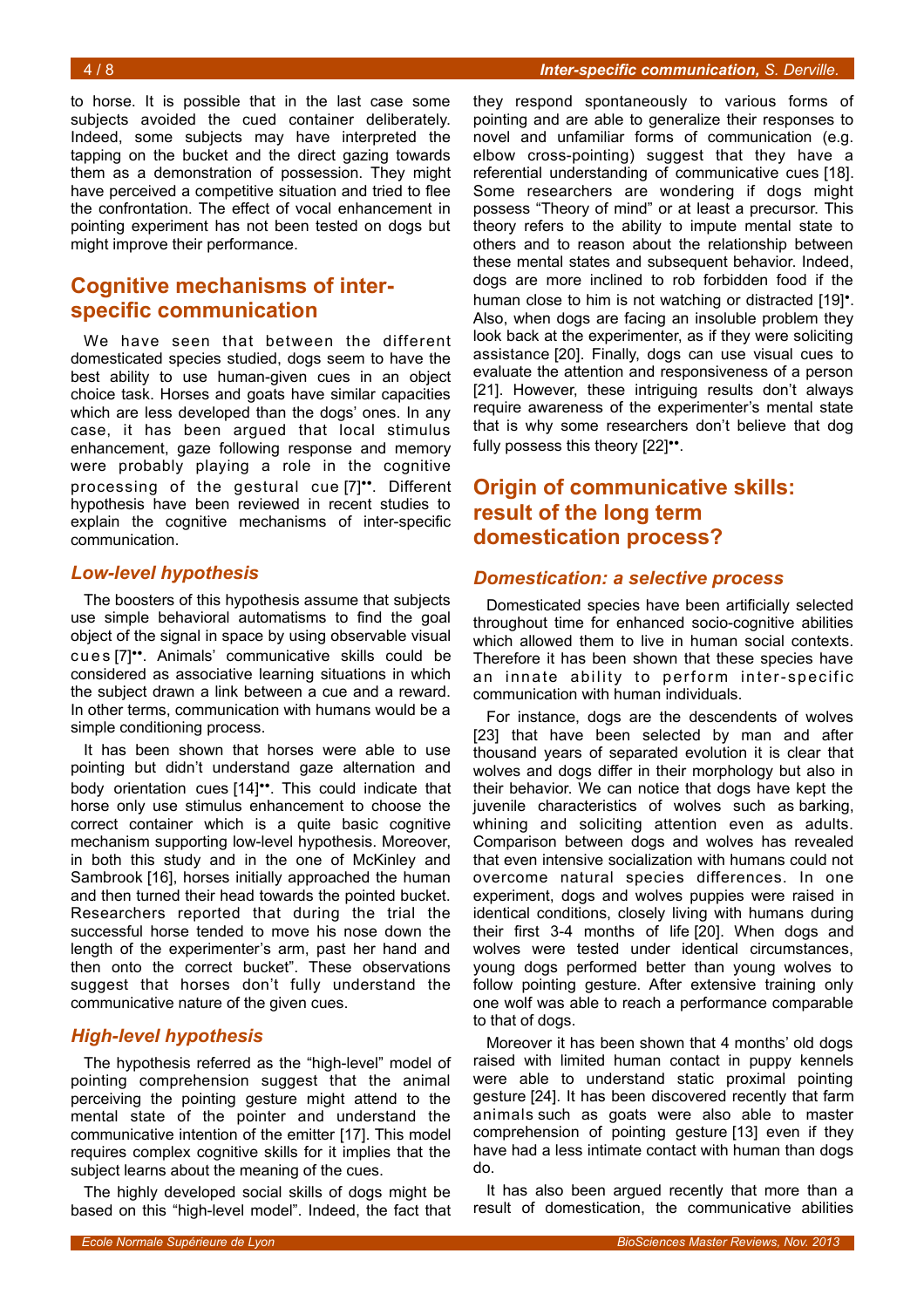to horse. It is possible that in the last case some subjects avoided the cued container deliberately. Indeed, some subjects may have interpreted the tapping on the bucket and the direct gazing towards them as a demonstration of possession. They might have perceived a competitive situation and tried to flee the confrontation. The effect of vocal enhancement in pointing experiment has not been tested on dogs but might improve their performance.

## Cognitive mechanisms of inter-specific communication

We have seen that between the different domesticated species studied, dogs seem to have the best ability to use human-given cues in an object choice task. Horses and goats have similar capacities which are less developed than the dogs' ones. In any case, it has been argued that local stimulus enhancement, gaze following response and memory were probably playing a role in the cognitive processing of the gestural cue [7]••. Different hypothesis have been reviewed in recent studies to explain the cognitive mechanisms of inter-specific communication.

### *Low-level hypothesis*

The boosters of this hypothesis assume that subjects use simple behavioral automatisms to find the goal object of the signal in space by using observable visual cues [7]••. Animals' communicative skills could be considered as associative learning situations in which the subject drawn a link between a cue and a reward. In other terms, communication with humans would be a simple conditioning process.

It has been shown that horses were able to use pointing but didn't understand gaze alternation and body orientation cues [14]••. This could indicate that horse only use stimulus enhancement to choose the correct container which is a quite basic cognitive mechanism supporting low-level hypothesis. Moreover, in both this study and in the one of McKinley and Sambrook [16], horses initially approached the human and then turned their head towards the pointed bucket. Researchers reported that during the trial the successful horse tended to move his nose down the length of the experimenter's arm, past her hand and then onto the correct bucket". These observations suggest that horses don't fully understand the communicative nature of the given cues.

### *High-level hypothesis*

The hypothesis referred as the "high-level" model of pointing comprehension suggest that the animal perceiving the pointing gesture might attend to the mental state of the pointer and understand the communicative intention of the emitter [17]. This model requires complex cognitive skills for it implies that the subject learns about the meaning of the cues.

The highly developed social skills of dogs might be based on this "high-level model". Indeed, the fact that they respond spontaneously to various forms of pointing and are able to generalize their responses to novel and unfamiliar forms of communication (e.g. elbow cross-pointing) suggest that they have a referential understanding of communicative cues [18]. Some researchers are wondering if dogs might possess "Theory of mind" or at least a precursor. This theory refers to the ability to impute mental state to others and to reason about the relationship between these mental states and subsequent behavior. Indeed, dogs are more inclined to rob forbidden food if the human close to him is not watching or distracted [19]•. Also, when dogs are facing an insoluble problem they look back at the experimenter, as if they were soliciting assistance [20]. Finally, dogs can use visual cues to evaluate the attention and responsiveness of a person [21]. However, these intriguing results don't always require awareness of the experimenter's mental state that is why some researchers don't believe that dog fully possess this theory [22]••.

## Origin of communicative skills: result of the long term domestication process?

### *Domestication: a selective process*

Domesticated species have been artificially selected throughout time for enhanced socio-cognitive abilities which allowed them to live in human social contexts. Therefore it has been shown that these species have an innate ability to perform inter-specific communication with human individuals.

For instance, dogs are the descendents of wolves [23] that have been selected by man and after thousand years of separated evolution it is clear that wolves and dogs differ in their morphology but also in their behavior. We can notice that dogs have kept the juvenile characteristics of wolves such as barking, whining and soliciting attention even as adults. Comparison between dogs and wolves has revealed that even intensive socialization with humans could not overcome natural species differences. In one experiment, dogs and wolves puppies were raised in identical conditions, closely living with humans during their first 3-4 months of life [20]. When dogs and wolves were tested under identical circumstances, young dogs performed better than young wolves to follow pointing gesture. After extensive training only one wolf was able to reach a performance comparable to that of dogs.

Moreover it has been shown that 4 months' old dogs raised with limited human contact in puppy kennels were able to understand static proximal pointing gesture [24]. It has been discovered recently that farm animals such as goats were also able to master comprehension of pointing gesture [13] even if they have had a less intimate contact with human than dogs do.

It has also been argued recently that more than a result of domestication, the communicative abilities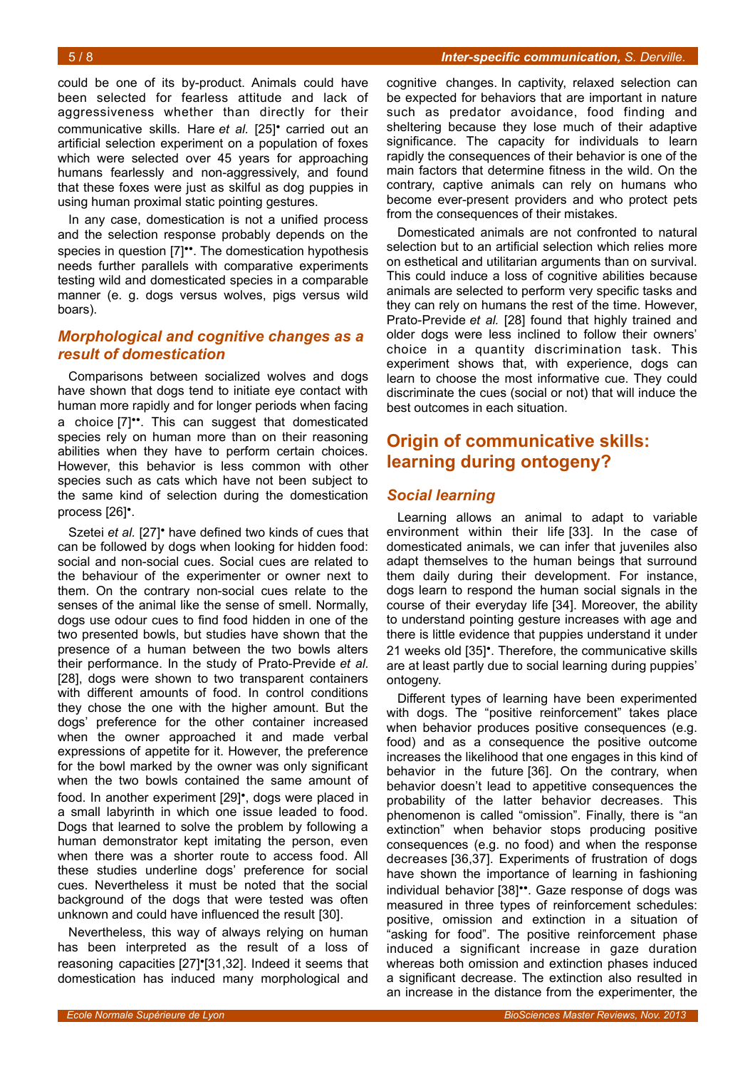could be one of its by-product. Animals could have been selected for fearless attitude and lack of aggressiveness whether than directly for their communicative skills. Hare *et al.* [25]• carried out an artificial selection experiment on a population of foxes which were selected over 45 years for approaching humans fearlessly and non-aggressively, and found that these foxes were just as skilful as dog puppies in using human proximal static pointing gestures.

In any case, domestication is not a unified process and the selection response probably depends on the species in question [7]••. The domestication hypothesis needs further parallels with comparative experiments testing wild and domesticated species in a comparable manner (e. g. dogs versus wolves, pigs versus wild boars).

### *Morphological and cognitive changes as a result of domestication*

Comparisons between socialized wolves and dogs have shown that dogs tend to initiate eye contact with human more rapidly and for longer periods when facing a choice [7]••. This can suggest that domesticated species rely on human more than on their reasoning abilities when they have to perform certain choices. However, this behavior is less common with other species such as cats which have not been subject to the same kind of selection during the domestication process [26]•.

Szetei *et al.* [27]• have defined two kinds of cues that can be followed by dogs when looking for hidden food: social and non-social cues. Social cues are related to the behaviour of the experimenter or owner next to them. On the contrary non-social cues relate to the senses of the animal like the sense of smell. Normally, dogs use odour cues to find food hidden in one of the two presented bowls, but studies have shown that the presence of a human between the two bowls alters their performance. In the study of Prato-Previde *et al.* [28], dogs were shown to two transparent containers with different amounts of food. In control conditions they chose the one with the higher amount. But the dogs' preference for the other container increased when the owner approached it and made verbal expressions of appetite for it. However, the preference for the bowl marked by the owner was only significant when the two bowls contained the same amount of food. In another experiment [29]•, dogs were placed in a small labyrinth in which one issue leaded to food. Dogs that learned to solve the problem by following a human demonstrator kept imitating the person, even when there was a shorter route to access food. All these studies underline dogs' preference for social cues. Nevertheless it must be noted that the social background of the dogs that were tested was often unknown and could have influenced the result [30].

Nevertheless, this way of always relying on human has been interpreted as the result of a loss of reasoning capacities [27]•[31,32]. Indeed it seems that domestication has induced many morphological and cognitive changes. In captivity, relaxed selection can be expected for behaviors that are important in nature such as predator avoidance, food finding and sheltering because they lose much of their adaptive significance. The capacity for individuals to learn rapidly the consequences of their behavior is one of the main factors that determine fitness in the wild. On the contrary, captive animals can rely on humans who become ever-present providers and who protect pets from the consequences of their mistakes.

Domesticated animals are not confronted to natural selection but to an artificial selection which relies more on esthetical and utilitarian arguments than on survival. This could induce a loss of cognitive abilities because animals are selected to perform very specific tasks and they can rely on humans the rest of the time. However, Prato-Previde *et al.* [28] found that highly trained and older dogs were less inclined to follow their owners' choice in a quantity discrimination task. This experiment shows that, with experience, dogs can learn to choose the most informative cue. They could discriminate the cues (social or not) that will induce the best outcomes in each situation.

## Origin of communicative skills: learning during ontogeny?

### *Social learning*

Learning allows an animal to adapt to variable environment within their life [33]. In the case of domesticated animals, we can infer that juveniles also adapt themselves to the human beings that surround them daily during their development. For instance, dogs learn to respond the human social signals in the course of their everyday life [34]. Moreover, the ability to understand pointing gesture increases with age and there is little evidence that puppies understand it under 21 weeks old [35]•. Therefore, the communicative skills are at least partly due to social learning during puppies' ontogeny.

Different types of learning have been experimented with dogs. The "positive reinforcement" takes place when behavior produces positive consequences (e.g. food) and as a consequence the positive outcome increases the likelihood that one engages in this kind of behavior in the future [36]. On the contrary, when behavior doesn't lead to appetitive consequences the probability of the latter behavior decreases. This phenomenon is called "omission". Finally, there is "an extinction" when behavior stops producing positive consequences (e.g. no food) and when the response decreases [36,37]. Experiments of frustration of dogs have shown the importance of learning in fashioning individual behavior [38]••. Gaze response of dogs was measured in three types of reinforcement schedules: positive, omission and extinction in a situation of "asking for food". The positive reinforcement phase induced a significant increase in gaze duration whereas both omission and extinction phases induced a significant decrease. The extinction also resulted in an increase in the distance from the experimenter, the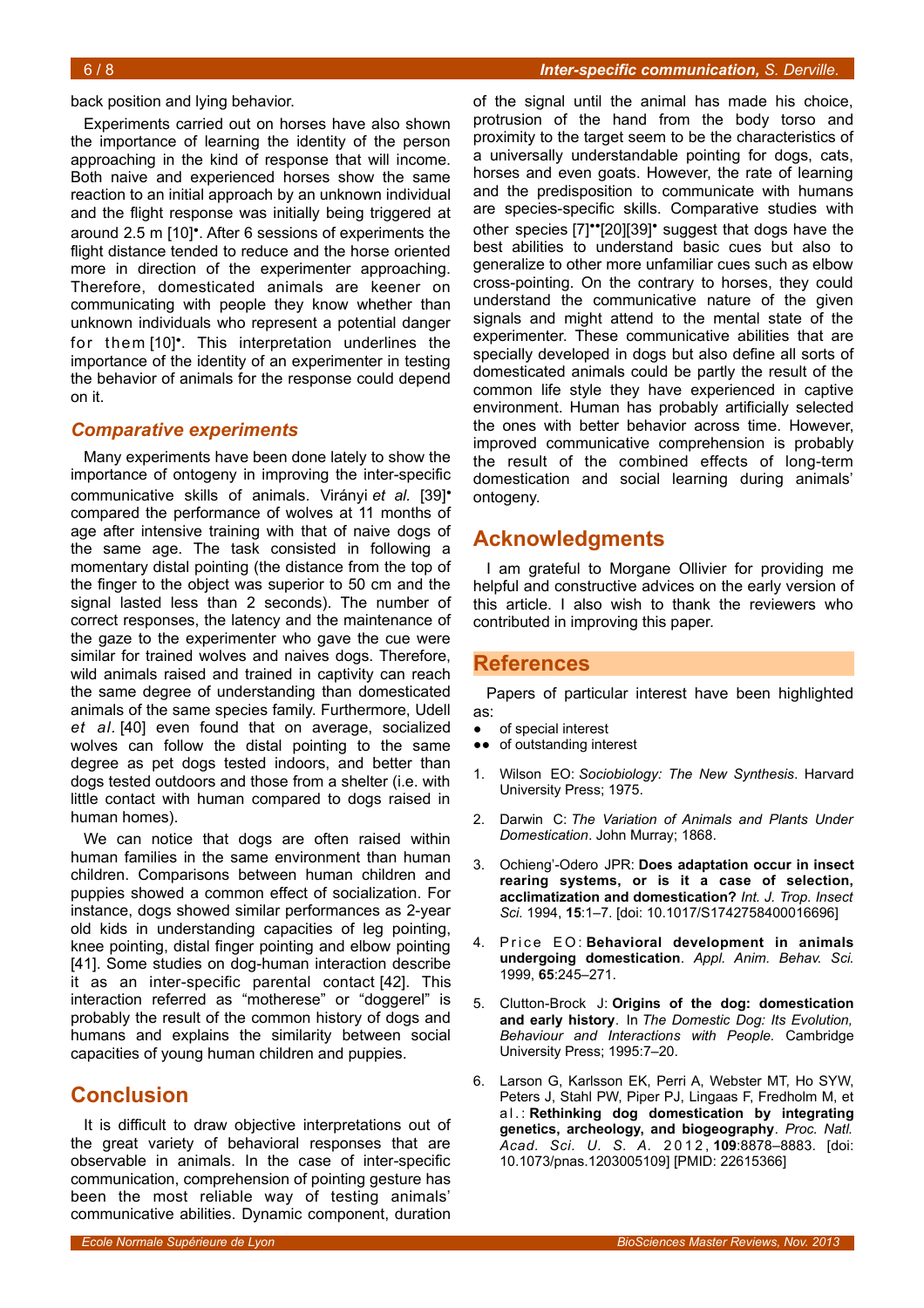back position and lying behavior.

Experiments carried out on horses have also shown the importance of learning the identity of the person approaching in the kind of response that will income. Both naive and experienced horses show the same reaction to an initial approach by an unknown individual and the flight response was initially being triggered at around 2.5 m [10]•. After 6 sessions of experiments the flight distance tended to reduce and the horse oriented more in direction of the experimenter approaching. Therefore, domesticated animals are keener on communicating with people they know whether than unknown individuals who represent a potential danger for them [10]•. This interpretation underlines the importance of the identity of an experimenter in testing the behavior of animals for the response could depend on it.

### *Comparative experiments*

Many experiments have been done lately to show the importance of ontogeny in improving the inter-specific communicational skills of animals. Virányi *et al.* [39]• compared the performance of wolves at 11 months of age after intensive training with that of naive dogs of the same age. The task consisted in following a momentary distal pointing (the distance from the top of the finger to the object was superior to 50 cm and the signal lasted less than 2 seconds). The number of correct responses, the latency and the maintenance of the gaze to the experimenter who gave the cue were similar for trained wolves and naives dogs. Therefore, wild animals raised and trained in captivity can reach the same degree of understanding than domesticated animals of the same species family. Furthermore, Udell *et al.* [40] even found that on average, socialized wolves can follow the distal pointing to the same degree as pet dogs tested indoors, and better than dogs tested outdoors and those from a shelter (i.e. with little contact with human compared to dogs raised in human homes).

We can notice that dogs are often raised within human families in the same environment than human children. Comparisons between human children and puppies showed a common effect of socialization. For instance, dogs showed similar performances as 2-year old kids in understanding capacities of leg pointing, knee pointing, distal finger pointing and elbow pointing [41]. Some studies on dog-human interaction describe it as an inter-specific parental contact [42]. This interaction referred as "motherese" or "doggerel" is probably the result of the common history of dogs and humans and explains the similarity between social capacities of young human children and puppies.

## Conclusion

It is difficult to draw objective interpretations out of the great variety of behavioral responses that are observable in animals. In the case of inter-specific communication, comprehension of pointing gesture has been the most reliable way of testing animals' communicative abilities. Dynamic component, duration of the signal until the animal has made his choice, protrusion of the hand from the body torso and proximity to the target seem to be the characteristics of a universally understandable pointing for dogs, cats, horses and even goats. However, the rate of learning and the predisposition to communicate with humans are species-specific skills. Comparative studies with other species [7]••[20][39]• suggest that dogs have the best abilities to understand basic cues but also to generalize to other more unfamiliar cues such as elbow cross-pointing. On the contrary to horses, they could understand the communicative nature of the given signals and might attend to the mental state of the experimenter. These communicative abilities that are specially developed in dogs but also define all sorts of domesticated animals could be partly the result of the common life style they have experienced in captive environment. Human has probably artificially selected the ones with better behavior across time. However, improved communicative comprehension is probably the result of the combined effects of long-term domestication and social learning during animals' ontogeny.

## Acknowledgments

I am grateful to Morgane Ollivier for providing me helpful and constructive advices on the early version of this article. I also wish to thank the reviewers who contributed in improving this paper.

## References

Papers of particular interest have been highlighted as:

- • of special interest
- •• of outstanding interest

1. Wilson EO: *Sociobiology: The New Synthesis*. Harvard University Press; 1975.
2. Darwin C: *The Variation of Animals and Plants Under Domestication*. John Murray; 1868.
3. Ochieng'-Odero JPR: **Does adaptation occur in insect rearing systems, or is it a case of selection, acclimatization and domestication?** *Int. J. Trop. Insect Sci.* 1994, **15**:1–7. [doi: 10.1017/S1742758400016696]
4. Price EO: **Behavioral development in animals undergoing domestication**. *Appl. Anim. Behav. Sci.* 1999, **65**:245–271.
5. Clutton-Brock J: **Origins of the dog: domestication and early history**. In *The Domestic Dog: Its Evolution, Behaviour and Interactions with People.* Cambridge University Press; 1995:7–20.
6. Larson G, Karlsson EK, Perri A, Webster MT, Ho SYW, Peters J, Stahl PW, Piper PJ, Lingaas F, Fredholm M, et al.: **Rethinking dog domestication by integrating genetics, archeology, and biogeography**. *Proc. Natl. Acad. Sci. U. S. A.* 2012, **109**:8878–8883. [doi: 10.1073/pnas.1203005109] [PMID: 22615366]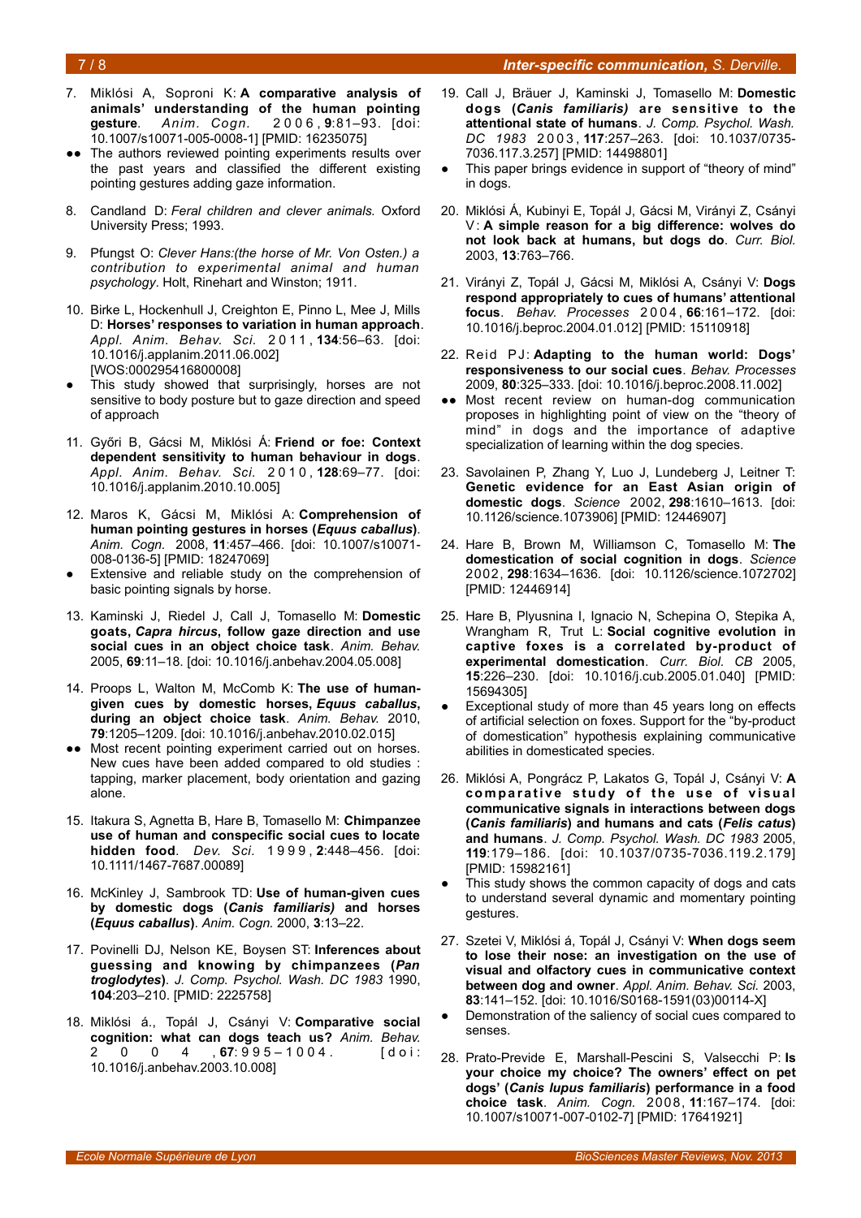7. Miklósi A, Soproni K: **A comparative analysis of animals' understanding of the human pointing gesture**. *Anim. Cogn.* 2006, **9**:81–93. [doi: 10.1007/s10071-005-0008-1] [PMID: 16235075]
   - ●● The authors reviewed pointing experiments results over the past years and classified the different existing pointing gestures adding gaze information.

8. Candland D: *Feral children and clever animals.* Oxford University Press; 1993.

9. Pfungst O: *Clever Hans:(the horse of Mr. Von Osten.) a contribution to experimental animal and human psychology*. Holt, Rinehart and Winston; 1911.

10. Birke L, Hockenhull J, Creighton E, Pinno L, Mee J, Mills D: **Horses' responses to variation in human approach**. *Appl. Anim. Behav. Sci.* 2011, **134**:56–63. [doi: 10.1016/j.applanim.2011.06.002] [WOS:000295416800008]
    - ● This study showed that surprisingly, horses are not sensitive to body posture but to gaze direction and speed of approach

11. Győri B, Gácsi M, Miklósi Á: **Friend or foe: Context dependent sensitivity to human behaviour in dogs**. *Appl. Anim. Behav. Sci.* 2010, **128**:69–77. [doi: 10.1016/j.applanim.2010.10.005]

12. Maros K, Gácsi M, Miklósi A: **Comprehension of human pointing gestures in horses (*Equus caballus*)**. *Anim. Cogn.* 2008, **11**:457–466. [doi: 10.1007/s10071-008-0136-5] [PMID: 18247069]
    - ● Extensive and reliable study on the comprehension of basic pointing signals by horse.

13. Kaminski J, Riedel J, Call J, Tomasello M: **Domestic goats, *Capra hircus*, follow gaze direction and use social cues in an object choice task**. *Anim. Behav.* 2005, **69**:11–18. [doi: 10.1016/j.anbehav.2004.05.008]

14. Proops L, Walton M, McComb K: **The use of human-given cues by domestic horses, *Equus caballus*, during an object choice task**. *Anim. Behav.* 2010, **79**:1205–1209. [doi: 10.1016/j.anbehav.2010.02.015]
    - ●● Most recent pointing experiment carried out on horses. New cues have been added compared to old studies : tapping, marker placement, body orientation and gazing alone.

15. Itakura S, Agnetta B, Hare B, Tomasello M: **Chimpanzee use of human and conspecific social cues to locate hidden food**. *Dev. Sci.* 1999, **2**:448–456. [doi: 10.1111/1467-7687.00089]

16. McKinley J, Sambrook TD: **Use of human-given cues by domestic dogs (*Canis familiaris)* and horses (*Equus caballus*)**. *Anim. Cogn.* 2000, **3**:13–22.

17. Povinelli DJ, Nelson KE, Boysen ST: **Inferences about guessing and knowing by chimpanzees (*Pan troglodytes*)**. *J. Comp. Psychol. Wash. DC 1983* 1990, **104**:203–210. [PMID: 2225758]

18. Miklósi á., Topál J, Csányi V: **Comparative social cognition: what can dogs teach us?** *Anim. Behav.* 2004, **67**:995–1004. [doi: 10.1016/j.anbehav.2003.10.008]

19. Call J, Bräuer J, Kaminski J, Tomasello M: **Domestic dogs (*Canis familiaris)* are sensitive to the attentional state of humans**. *J. Comp. Psychol. Wash. DC 1983* 2003, **117**:257–263. [doi: 10.1037/0735-7036.117.3.257] [PMID: 14498801]
    - ● This paper brings evidence in support of "theory of mind" in dogs.

20. Miklósi Á, Kubinyi E, Topál J, Gácsi M, Virányi Z, Csányi V: **A simple reason for a big difference: wolves do not look back at humans, but dogs do**. *Curr. Biol.* 2003, **13**:763–766.

21. Virányi Z, Topál J, Gácsi M, Miklósi A, Csányi V: **Dogs respond appropriately to cues of humans' attentional focus**. *Behav. Processes* 2004, **66**:161–172. [doi: 10.1016/j.beproc.2004.01.012] [PMID: 15110918]

22. Reid PJ: **Adapting to the human world: Dogs' responsiveness to our social cues**. *Behav. Processes* 2009, **80**:325–333. [doi: 10.1016/j.beproc.2008.11.002]
    - ●● Most recent review on human-dog communication proposes in highlighting point of view on the "theory of mind" in dogs and the importance of adaptive specialization of learning within the dog species.

23. Savolainen P, Zhang Y, Luo J, Lundeberg J, Leitner T: **Genetic evidence for an East Asian origin of domestic dogs**. *Science* 2002, **298**:1610–1613. [doi: 10.1126/science.1073906] [PMID: 12446907]

24. Hare B, Brown M, Williamson C, Tomasello M: **The domestication of social cognition in dogs**. *Science* 2002, **298**:1634–1636. [doi: 10.1126/science.1072702] [PMID: 12446914]

25. Hare B, Plyusnina I, Ignacio N, Schepina O, Stepika A, Wrangham R, Trut L: **Social cognitive evolution in captive foxes is a correlated by-product of experimental domestication**. *Curr. Biol. CB* 2005, **15**:226–230. [doi: 10.1016/j.cub.2005.01.040] [PMID: 15694305]
    - ● Exceptional study of more than 45 years long on effects of artificial selection on foxes. Support for the "by-product of domestication" hypothesis explaining communicative abilities in domesticated species.

26. Miklósi A, Pongrácz P, Lakatos G, Topál J, Csányi V: **A comparative study of the use of visual communicative signals in interactions between dogs (*Canis familiaris*) and humans and cats (*Felis catus*) and humans**. *J. Comp. Psychol. Wash. DC 1983* 2005, **119**:179–186. [doi: 10.1037/0735-7036.119.2.179] [PMID: 15982161]
    - ● This study shows the common capacity of dogs and cats to understand several dynamic and momentary pointing gestures.

27. Szetei V, Miklósi á, Topál J, Csányi V: **When dogs seem to lose their nose: an investigation on the use of visual and olfactory cues in communicative context between dog and owner**. *Appl. Anim. Behav. Sci.* 2003, **83**:141–152. [doi: 10.1016/S0168-1591(03)00114-X]
    - ● Demonstration of the saliency of social cues compared to senses.

28. Prato-Previde E, Marshall-Pescini S, Valsecchi P: **Is your choice my choice? The owners' effect on pet dogs' (*Canis lupus familiaris*) performance in a food choice task**. *Anim. Cogn.* 2008, **11**:167–174. [doi: 10.1007/s10071-007-0102-7] [PMID: 17641921]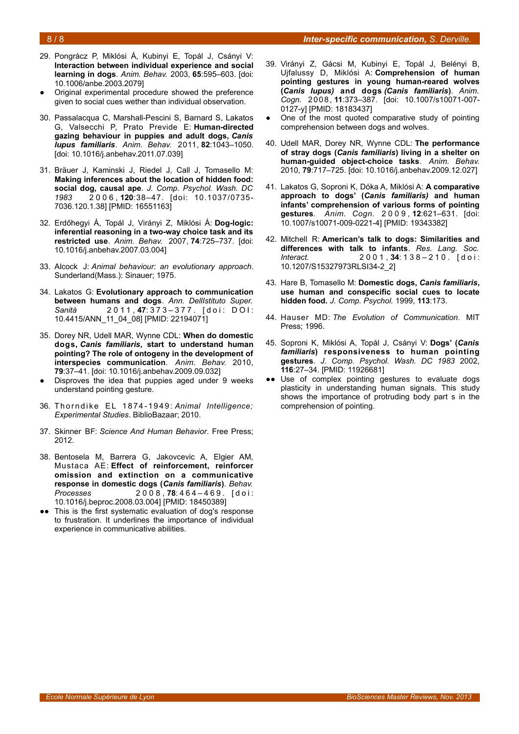29. Pongrácz P, Miklósi Á, Kubinyi E, Topál J, Csányi V: **Interaction between individual experience and social learning in dogs**. *Anim. Behav.* 2003, **65**:595–603. [doi: 10.1006/anbe.2003.2079]
   - Original experimental procedure showed the preference given to social cues wether than individual observation.

30. Passalacqua C, Marshall-Pescini S, Barnard S, Lakatos G, Valsecchi P, Prato Previde E: **Human-directed gazing behaviour in puppies and adult dogs, *Canis lupus familiaris***. *Anim. Behav.* 2011, **82**:1043–1050. [doi: 10.1016/j.anbehav.2011.07.039]

31. Bräuer J, Kaminski J, Riedel J, Call J, Tomasello M: **Making inferences about the location of hidden food: social dog, causal ape**. *J. Comp. Psychol. Wash. DC 1983* 2006, **120**:38–47. [doi: 10.1037/0735-7036.120.1.38] [PMID: 16551163]

32. Erdőhegyi Á, Topál J, Virányi Z, Miklósi Á: **Dog-logic: inferential reasoning in a two-way choice task and its restricted use**. *Anim. Behav.* 2007, **74**:725–737. [doi: 10.1016/j.anbehav.2007.03.004]

33. Alcock J: *Animal behaviour: an evolutionary approach*. Sunderland(Mass.): Sinauer; 1975.

34. Lakatos G: **Evolutionary approach to communication between humans and dogs**. *Ann. DellIstituto Super. Sanità* 2011, **47**:373–377. [doi: DOI: 10.4415/ANN_11_04_08] [PMID: 22194071]

35. Dorey NR, Udell MAR, Wynne CDL: **When do domestic dogs, *Canis familiaris*, start to understand human pointing? The role of ontogeny in the development of interspecies communication**. *Anim. Behav.* 2010, **79**:37–41. [doi: 10.1016/j.anbehav.2009.09.032]
   - Disproves the idea that puppies aged under 9 weeks understand pointing gesture.

36. Thorndike EL 1874-1949: *Animal Intelligence; Experimental Studies*. BiblioBazaar; 2010.

37. Skinner BF: *Science And Human Behavior*. Free Press; 2012.

38. Bentosela M, Barrera G, Jakovcevic A, Elgier AM, Mustaca AE: **Effect of reinforcement, reinforcer omission and extinction on a communicative response in domestic dogs (*Canis familiaris*)**. *Behav. Processes* 2008, **78**:464–469. [doi: 10.1016/j.beproc.2008.03.004] [PMID: 18450389]
   - ●● This is the first systematic evaluation of dog's response to frustration. It underlines the importance of individual experience in communicative abilities.

39. Virányi Z, Gácsi M, Kubinyi E, Topál J, Belényi B, Ujfalussy D, Miklósi A: **Comprehension of human pointing gestures in young human-reared wolves (*Canis lupus*) and dogs (*Canis familiaris*)**. *Anim. Cogn.* 2008, **11**:373–387. [doi: 10.1007/s10071-007-0127-y] [PMID: 18183437]
   - One of the most quoted comparative study of pointing comprehension between dogs and wolves.

40. Udell MAR, Dorey NR, Wynne CDL: **The performance of stray dogs (*Canis familiaris*) living in a shelter on human-guided object-choice tasks**. *Anim. Behav.* 2010, **79**:717–725. [doi: 10.1016/j.anbehav.2009.12.027]

41. Lakatos G, Soproni K, Dóka A, Miklósi A: **A comparative approach to dogs' (*Canis familiaris)* and human infants' comprehension of various forms of pointing gestures**. *Anim. Cogn.* 2009, **12**:621–631. [doi: 10.1007/s10071-009-0221-4] [PMID: 19343382]

42. Mitchell R: **American's talk to dogs: Similarities and differences with talk to infants**. *Res. Lang. Soc. Interact.* 2001, **34**:138–210. [doi: 10.1207/S15327973RLSI34-2_2]

43. Hare B, Tomasello M: **Domestic dogs, *Canis familiaris*, use human and conspecific social cues to locate hidden food.** *J. Comp. Psychol.* 1999, **113**:173.

44. Hauser MD: *The Evolution of Communication*. MIT Press; 1996.

45. Soproni K, Miklósi A, Topál J, Csányi V: **Dogs' (*Canis familiaris*) responsiveness to human pointing gestures**. *J. Comp. Psychol. Wash. DC 1983* 2002, **116**:27–34. [PMID: 11926681]
   - ●● Use of complex pointing gestures to evaluate dogs plasticity in understanding human signals. This study shows the importance of protruding body part s in the comprehension of pointing.